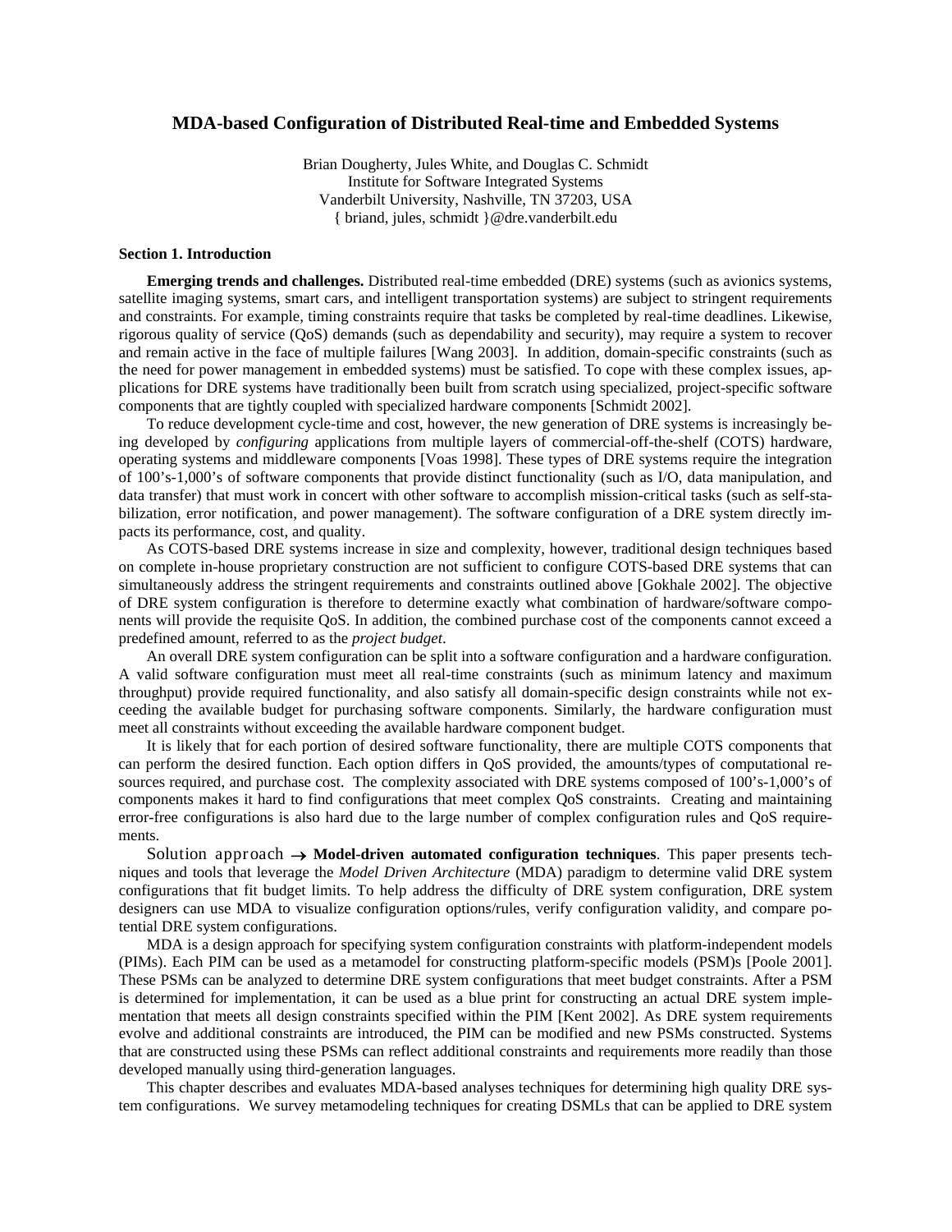# MDA-based Configuration of Distributed Real-time and Embedded Systems

Brian Dougherty, Jules White, and Douglas C. Schmidt
Institute for Software Integrated Systems
Vanderbilt University, Nashville, TN 37203, USA
{ briand, jules, schmidt }@dre.vanderbilt.edu

## Section 1. Introduction

**Emerging trends and challenges.** Distributed real-time embedded (DRE) systems (such as avionics systems, satellite imaging systems, smart cars, and intelligent transportation systems) are subject to stringent requirements and constraints. For example, timing constraints require that tasks be completed by real-time deadlines. Likewise, rigorous quality of service (QoS) demands (such as dependability and security), may require a system to recover and remain active in the face of multiple failures [Wang 2003]. In addition, domain-specific constraints (such as the need for power management in embedded systems) must be satisfied. To cope with these complex issues, applications for DRE systems have traditionally been built from scratch using specialized, project-specific software components that are tightly coupled with specialized hardware components [Schmidt 2002].

To reduce development cycle-time and cost, however, the new generation of DRE systems is increasingly being developed by *configuring* applications from multiple layers of commercial-off-the-shelf (COTS) hardware, operating systems and middleware components [Voas 1998]. These types of DRE systems require the integration of 100's-1,000's of software components that provide distinct functionality (such as I/O, data manipulation, and data transfer) that must work in concert with other software to accomplish mission-critical tasks (such as self-stabilization, error notification, and power management). The software configuration of a DRE system directly impacts its performance, cost, and quality.

As COTS-based DRE systems increase in size and complexity, however, traditional design techniques based on complete in-house proprietary construction are not sufficient to configure COTS-based DRE systems that can simultaneously address the stringent requirements and constraints outlined above [Gokhale 2002]. The objective of DRE system configuration is therefore to determine exactly what combination of hardware/software components will provide the requisite QoS. In addition, the combined purchase cost of the components cannot exceed a predefined amount, referred to as the *project budget*.

An overall DRE system configuration can be split into a software configuration and a hardware configuration. A valid software configuration must meet all real-time constraints (such as minimum latency and maximum throughput) provide required functionality, and also satisfy all domain-specific design constraints while not exceeding the available budget for purchasing software components. Similarly, the hardware configuration must meet all constraints without exceeding the available hardware component budget.

It is likely that for each portion of desired software functionality, there are multiple COTS components that can perform the desired function. Each option differs in QoS provided, the amounts/types of computational resources required, and purchase cost. The complexity associated with DRE systems composed of 100's-1,000's of components makes it hard to find configurations that meet complex QoS constraints. Creating and maintaining error-free configurations is also hard due to the large number of complex configuration rules and QoS requirements.

Solution approach → **Model-driven automated configuration techniques**. This paper presents techniques and tools that leverage the *Model Driven Architecture* (MDA) paradigm to determine valid DRE system configurations that fit budget limits. To help address the difficulty of DRE system configuration, DRE system designers can use MDA to visualize configuration options/rules, verify configuration validity, and compare potential DRE system configurations.

MDA is a design approach for specifying system configuration constraints with platform-independent models (PIMs). Each PIM can be used as a metamodel for constructing platform-specific models (PSM)s [Poole 2001]. These PSMs can be analyzed to determine DRE system configurations that meet budget constraints. After a PSM is determined for implementation, it can be used as a blue print for constructing an actual DRE system implementation that meets all design constraints specified within the PIM [Kent 2002]. As DRE system requirements evolve and additional constraints are introduced, the PIM can be modified and new PSMs constructed. Systems that are constructed using these PSMs can reflect additional constraints and requirements more readily than those developed manually using third-generation languages.

This chapter describes and evaluates MDA-based analyses techniques for determining high quality DRE system configurations. We survey metamodeling techniques for creating DSMLs that can be applied to DRE system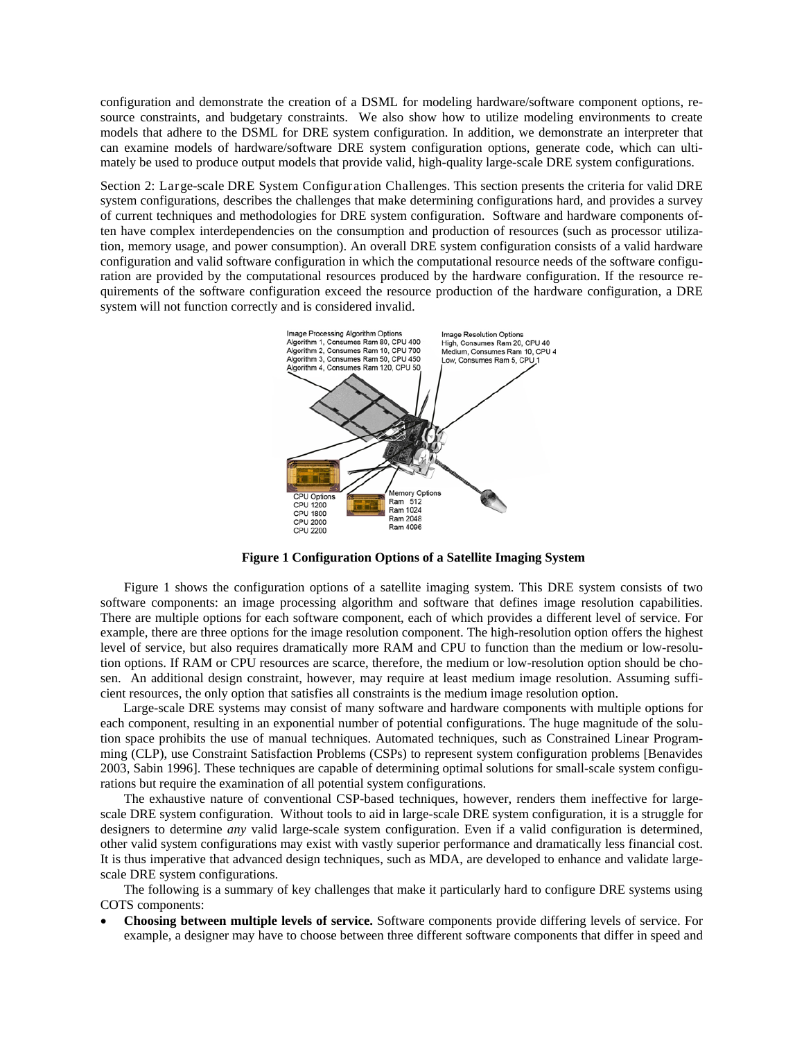configuration and demonstrate the creation of a DSML for modeling hardware/software component options, resource constraints, and budgetary constraints. We also show how to utilize modeling environments to create models that adhere to the DSML for DRE system configuration. In addition, we demonstrate an interpreter that can examine models of hardware/software DRE system configuration options, generate code, which can ultimately be used to produce output models that provide valid, high-quality large-scale DRE system configurations.

Section 2: Large-scale DRE System Configuration Challenges. This section presents the criteria for valid DRE system configurations, describes the challenges that make determining configurations hard, and provides a survey of current techniques and methodologies for DRE system configuration. Software and hardware components often have complex interdependencies on the consumption and production of resources (such as processor utilization, memory usage, and power consumption). An overall DRE system configuration consists of a valid hardware configuration and valid software configuration in which the computational resource needs of the software configuration are provided by the computational resources produced by the hardware configuration. If the resource requirements of the software configuration exceed the resource production of the hardware configuration, a DRE system will not function correctly and is considered invalid.

Image Processing Algorithm Options
Algorithm 1, Consumes Ram 80, CPU 400
Algorithm 2, Consumes Ram 10, CPU 700
Algorithm 3, Consumes Ram 50, CPU 450
Algorithm 4, Consumes Ram 120, CPU 50

Image Resolution Options
High, Consumes Ram 20, CPU 40
Medium, Consumes Ram 10, CPU 4
Low, Consumes Ram 5, CPU 1

CPU Options
CPU 1200
CPU 1800
CPU 2000
CPU 2200

Memory Options
Ram 512
Ram 1024
Ram 2048
Ram 4096

**Figure 1 Configuration Options of a Satellite Imaging System**

Figure 1 shows the configuration options of a satellite imaging system. This DRE system consists of two software components: an image processing algorithm and software that defines image resolution capabilities. There are multiple options for each software component, each of which provides a different level of service. For example, there are three options for the image resolution component. The high-resolution option offers the highest level of service, but also requires dramatically more RAM and CPU to function than the medium or low-resolution options. If RAM or CPU resources are scarce, therefore, the medium or low-resolution option should be chosen. An additional design constraint, however, may require at least medium image resolution. Assuming sufficient resources, the only option that satisfies all constraints is the medium image resolution option.

Large-scale DRE systems may consist of many software and hardware components with multiple options for each component, resulting in an exponential number of potential configurations. The huge magnitude of the solution space prohibits the use of manual techniques. Automated techniques, such as Constrained Linear Programming (CLP), use Constraint Satisfaction Problems (CSPs) to represent system configuration problems [Benavides 2003, Sabin 1996]. These techniques are capable of determining optimal solutions for small-scale system configurations but require the examination of all potential system configurations.

The exhaustive nature of conventional CSP-based techniques, however, renders them ineffective for large-scale DRE system configuration. Without tools to aid in large-scale DRE system configuration, it is a struggle for designers to determine *any* valid large-scale system configuration. Even if a valid configuration is determined, other valid system configurations may exist with vastly superior performance and dramatically less financial cost. It is thus imperative that advanced design techniques, such as MDA, are developed to enhance and validate large-scale DRE system configurations.

The following is a summary of key challenges that make it particularly hard to configure DRE systems using COTS components:

- **Choosing between multiple levels of service.** Software components provide differing levels of service. For example, a designer may have to choose between three different software components that differ in speed and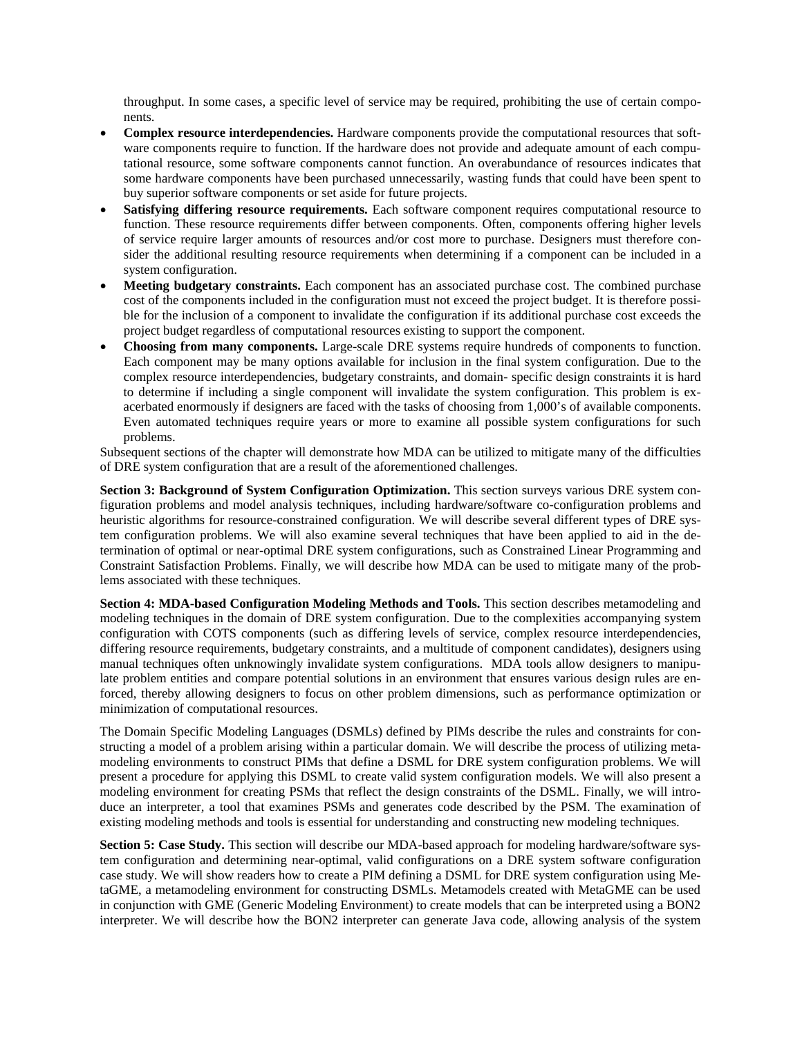throughput. In some cases, a specific level of service may be required, prohibiting the use of certain components.

- **Complex resource interdependencies.** Hardware components provide the computational resources that software components require to function. If the hardware does not provide and adequate amount of each computational resource, some software components cannot function. An overabundance of resources indicates that some hardware components have been purchased unnecessarily, wasting funds that could have been spent to buy superior software components or set aside for future projects.
- **Satisfying differing resource requirements.** Each software component requires computational resource to function. These resource requirements differ between components. Often, components offering higher levels of service require larger amounts of resources and/or cost more to purchase. Designers must therefore consider the additional resulting resource requirements when determining if a component can be included in a system configuration.
- **Meeting budgetary constraints.** Each component has an associated purchase cost. The combined purchase cost of the components included in the configuration must not exceed the project budget. It is therefore possible for the inclusion of a component to invalidate the configuration if its additional purchase cost exceeds the project budget regardless of computational resources existing to support the component.
- **Choosing from many components.** Large-scale DRE systems require hundreds of components to function. Each component may be many options available for inclusion in the final system configuration. Due to the complex resource interdependencies, budgetary constraints, and domain- specific design constraints it is hard to determine if including a single component will invalidate the system configuration. This problem is exacerbated enormously if designers are faced with the tasks of choosing from 1,000's of available components. Even automated techniques require years or more to examine all possible system configurations for such problems.

Subsequent sections of the chapter will demonstrate how MDA can be utilized to mitigate many of the difficulties of DRE system configuration that are a result of the aforementioned challenges.

**Section 3: Background of System Configuration Optimization.** This section surveys various DRE system configuration problems and model analysis techniques, including hardware/software co-configuration problems and heuristic algorithms for resource-constrained configuration. We will describe several different types of DRE system configuration problems. We will also examine several techniques that have been applied to aid in the determination of optimal or near-optimal DRE system configurations, such as Constrained Linear Programming and Constraint Satisfaction Problems. Finally, we will describe how MDA can be used to mitigate many of the problems associated with these techniques.

**Section 4: MDA-based Configuration Modeling Methods and Tools.** This section describes metamodeling and modeling techniques in the domain of DRE system configuration. Due to the complexities accompanying system configuration with COTS components (such as differing levels of service, complex resource interdependencies, differing resource requirements, budgetary constraints, and a multitude of component candidates), designers using manual techniques often unknowingly invalidate system configurations. MDA tools allow designers to manipulate problem entities and compare potential solutions in an environment that ensures various design rules are enforced, thereby allowing designers to focus on other problem dimensions, such as performance optimization or minimization of computational resources.

The Domain Specific Modeling Languages (DSMLs) defined by PIMs describe the rules and constraints for constructing a model of a problem arising within a particular domain. We will describe the process of utilizing metamodeling environments to construct PIMs that define a DSML for DRE system configuration problems. We will present a procedure for applying this DSML to create valid system configuration models. We will also present a modeling environment for creating PSMs that reflect the design constraints of the DSML. Finally, we will introduce an interpreter, a tool that examines PSMs and generates code described by the PSM. The examination of existing modeling methods and tools is essential for understanding and constructing new modeling techniques.

**Section 5: Case Study.** This section will describe our MDA-based approach for modeling hardware/software system configuration and determining near-optimal, valid configurations on a DRE system software configuration case study. We will show readers how to create a PIM defining a DSML for DRE system configuration using MetaGME, a metamodeling environment for constructing DSMLs. Metamodels created with MetaGME can be used in conjunction with GME (Generic Modeling Environment) to create models that can be interpreted using a BON2 interpreter. We will describe how the BON2 interpreter can generate Java code, allowing analysis of the system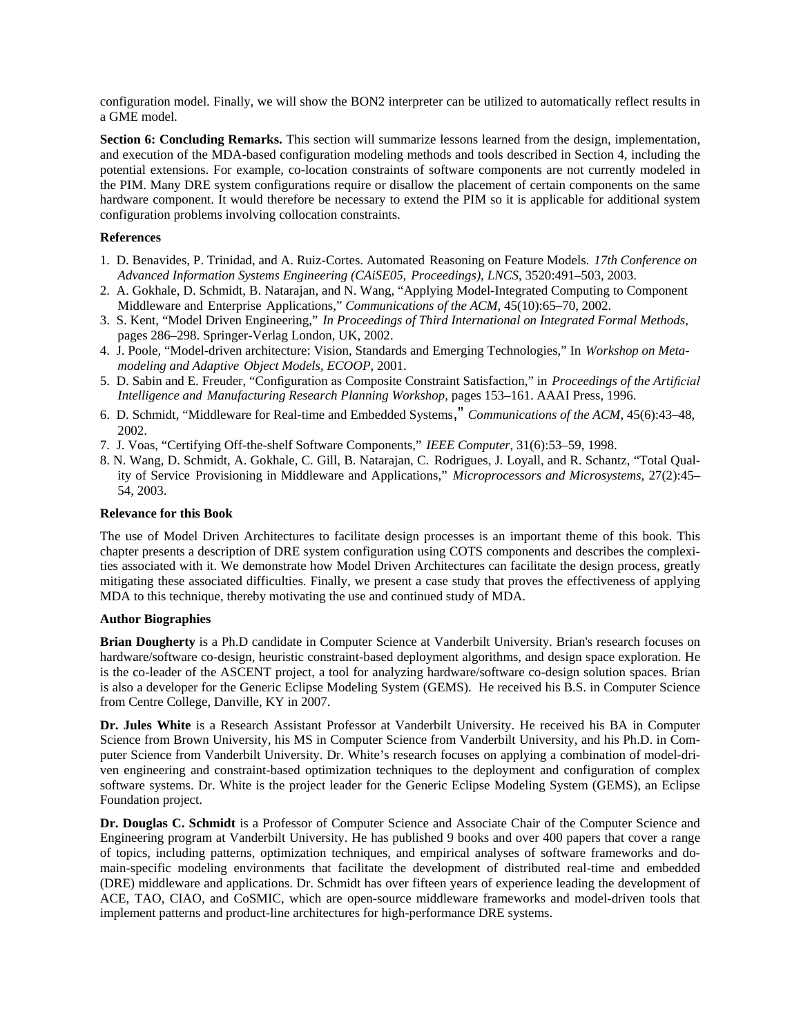configuration model. Finally, we will show the BON2 interpreter can be utilized to automatically reflect results in a GME model.

**Section 6: Concluding Remarks.** This section will summarize lessons learned from the design, implementation, and execution of the MDA-based configuration modeling methods and tools described in Section 4, including the potential extensions. For example, co-location constraints of software components are not currently modeled in the PIM. Many DRE system configurations require or disallow the placement of certain components on the same hardware component. It would therefore be necessary to extend the PIM so it is applicable for additional system configuration problems involving collocation constraints.

**References**

1. D. Benavides, P. Trinidad, and A. Ruiz-Cortes. Automated Reasoning on Feature Models. *17th Conference on Advanced Information Systems Engineering (CAiSE05, Proceedings), LNCS*, 3520:491–503, 2003.
2. A. Gokhale, D. Schmidt, B. Natarajan, and N. Wang, "Applying Model-Integrated Computing to Component Middleware and Enterprise Applications," *Communications of the ACM*, 45(10):65–70, 2002.
3. S. Kent, "Model Driven Engineering," *In Proceedings of Third International on Integrated Formal Methods*, pages 286–298. Springer-Verlag London, UK, 2002.
4. J. Poole, "Model-driven architecture: Vision, Standards and Emerging Technologies," In *Workshop on Metamodeling and Adaptive Object Models, ECOOP*, 2001.
5. D. Sabin and E. Freuder, "Configuration as Composite Constraint Satisfaction," in *Proceedings of the Artificial Intelligence and Manufacturing Research Planning Workshop*, pages 153–161. AAAI Press, 1996.
6. D. Schmidt, "Middleware for Real-time and Embedded Systems," *Communications of the ACM*, 45(6):43–48, 2002.
7. J. Voas, "Certifying Off-the-shelf Software Components," *IEEE Computer*, 31(6):53–59, 1998.
8. N. Wang, D. Schmidt, A. Gokhale, C. Gill, B. Natarajan, C. Rodrigues, J. Loyall, and R. Schantz, "Total Quality of Service Provisioning in Middleware and Applications," *Microprocessors and Microsystems*, 27(2):45–54, 2003.

**Relevance for this Book**

The use of Model Driven Architectures to facilitate design processes is an important theme of this book. This chapter presents a description of DRE system configuration using COTS components and describes the complexities associated with it. We demonstrate how Model Driven Architectures can facilitate the design process, greatly mitigating these associated difficulties. Finally, we present a case study that proves the effectiveness of applying MDA to this technique, thereby motivating the use and continued study of MDA.

**Author Biographies**

**Brian Dougherty** is a Ph.D candidate in Computer Science at Vanderbilt University. Brian's research focuses on hardware/software co-design, heuristic constraint-based deployment algorithms, and design space exploration. He is the co-leader of the ASCENT project, a tool for analyzing hardware/software co-design solution spaces. Brian is also a developer for the Generic Eclipse Modeling System (GEMS). He received his B.S. in Computer Science from Centre College, Danville, KY in 2007.

**Dr. Jules White** is a Research Assistant Professor at Vanderbilt University. He received his BA in Computer Science from Brown University, his MS in Computer Science from Vanderbilt University, and his Ph.D. in Computer Science from Vanderbilt University. Dr. White's research focuses on applying a combination of model-driven engineering and constraint-based optimization techniques to the deployment and configuration of complex software systems. Dr. White is the project leader for the Generic Eclipse Modeling System (GEMS), an Eclipse Foundation project.

**Dr. Douglas C. Schmidt** is a Professor of Computer Science and Associate Chair of the Computer Science and Engineering program at Vanderbilt University. He has published 9 books and over 400 papers that cover a range of topics, including patterns, optimization techniques, and empirical analyses of software frameworks and domain-specific modeling environments that facilitate the development of distributed real-time and embedded (DRE) middleware and applications. Dr. Schmidt has over fifteen years of experience leading the development of ACE, TAO, CIAO, and CoSMIC, which are open-source middleware frameworks and model-driven tools that implement patterns and product-line architectures for high-performance DRE systems.